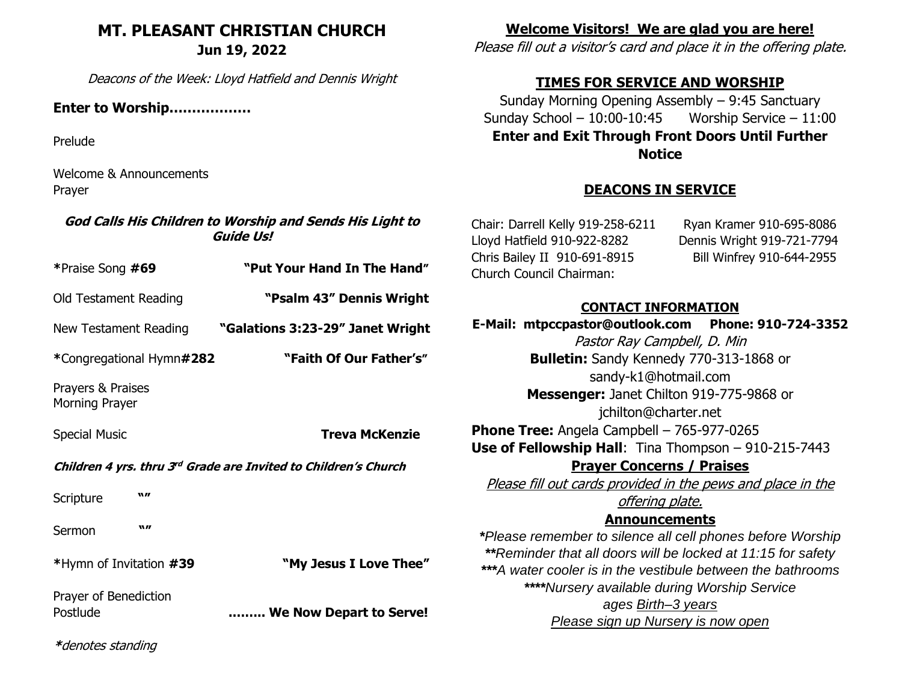# MT. PLEASANT CHRISTIAN CHURCH

**Jun 19, 2022**

*Deacons of the Week: Lloyd Hatfield and Dennis Wright*

**Enter to Worship………………**

Prelude

Welcome & Announcements
Prayer

***God Calls His Children to Worship and Sends His Light to Guide Us!***

*Praise Song **#69** **"Put Your Hand In The Hand"**

Old Testament Reading **"Psalm 43" Dennis Wright**

New Testament Reading **"Galations 3:23-29" Janet Wright**

*Congregational Hymn**#282** **"Faith Of Our Father's"**

Prayers & Praises
Morning Prayer

Special Music **Treva McKenzie**

***Children 4 yrs. thru 3rd Grade are Invited to Children's Church***

Scripture **""**

Sermon **""**

*Hymn of Invitation **#39** **"My Jesus I Love Thee"**

Prayer of Benediction
Postlude **……… We Now Depart to Serve!**

****denotes standing***

**Welcome Visitors! We are glad you are here!**

*Please fill out a visitor's card and place it in the offering plate.*

## TIMES FOR SERVICE AND WORSHIP

Sunday Morning Opening Assembly – 9:45 Sanctuary
Sunday School – 10:00-10:45 Worship Service – 11:00
**Enter and Exit Through Front Doors Until Further Notice**

## DEACONS IN SERVICE

Chair: Darrell Kelly 919-258-6211
Ryan Kramer 910-695-8086
Lloyd Hatfield 910-922-8282
Dennis Wright 919-721-7794
Chris Bailey II 910-691-8915
Bill Winfrey 910-644-2955
Church Council Chairman:

## CONTACT INFORMATION

**E-Mail: mtpccpastor@outlook.com Phone: 910-724-3352**

*Pastor Ray Campbell, D. Min*

**Bulletin:** Sandy Kennedy 770-313-1868 or sandy-k1@hotmail.com

**Messenger:** Janet Chilton 919-775-9868 or jchilton@charter.net

**Phone Tree:** Angela Campbell – 765-977-0265

**Use of Fellowship Hall**: Tina Thompson – 910-215-7443

## Prayer Concerns / Praises

*Please fill out cards provided in the pews and place in the offering plate.*

## Announcements

**\****Please remember to silence all cell phones before Worship*
**\*\****Reminder that all doors will be locked at 11:15 for safety*
**\*\*\****A water cooler is in the vestibule between the bathrooms*
**\*\*\*\****Nursery available during Worship Service*
*ages Birth–3 years*
*Please sign up Nursery is now open*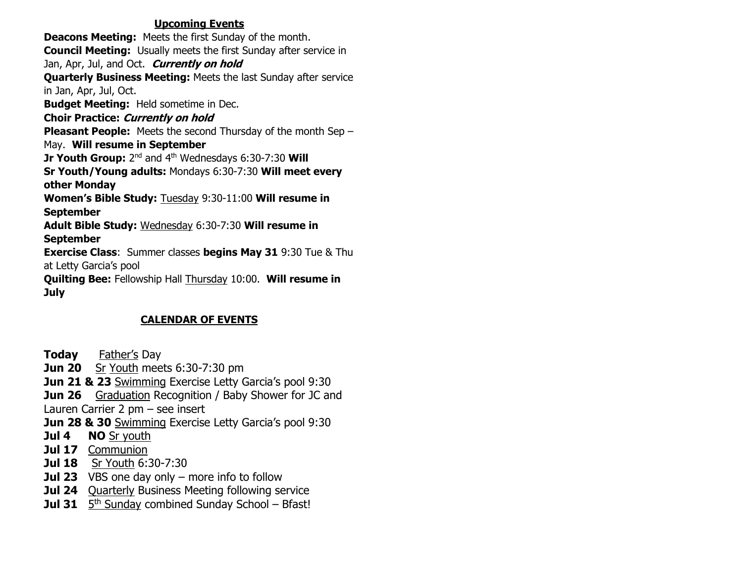## Upcoming Events

**Deacons Meeting:** Meets the first Sunday of the month.

**Council Meeting:** Usually meets the first Sunday after service in Jan, Apr, Jul, and Oct. ***Currently on hold***

**Quarterly Business Meeting:** Meets the last Sunday after service in Jan, Apr, Jul, Oct.

**Budget Meeting:** Held sometime in Dec.

**Choir Practice:** ***Currently on hold***

**Pleasant People:** Meets the second Thursday of the month Sep – May. **Will resume in September**

**Jr Youth Group:** 2nd and 4th Wednesdays 6:30-7:30 **Will**

**Sr Youth/Young adults:** Mondays 6:30-7:30 **Will meet every other Monday**

**Women's Bible Study:** Tuesday 9:30-11:00 **Will resume in September**

**Adult Bible Study:** Wednesday 6:30-7:30 **Will resume in September**

**Exercise Class**: Summer classes **begins May 31** 9:30 Tue & Thu at Letty Garcia's pool

**Quilting Bee:** Fellowship Hall Thursday 10:00. **Will resume in July**

## CALENDAR OF EVENTS

**Today** Father's Day
**Jun 20** Sr Youth meets 6:30-7:30 pm
**Jun 21 & 23** Swimming Exercise Letty Garcia's pool 9:30
**Jun 26** Graduation Recognition / Baby Shower for JC and Lauren Carrier 2 pm – see insert
**Jun 28 & 30** Swimming Exercise Letty Garcia's pool 9:30
**Jul 4** **NO** Sr youth
**Jul 17** Communion
**Jul 18** Sr Youth 6:30-7:30
**Jul 23** VBS one day only – more info to follow
**Jul 24** Quarterly Business Meeting following service
**Jul 31** 5th Sunday combined Sunday School – Bfast!